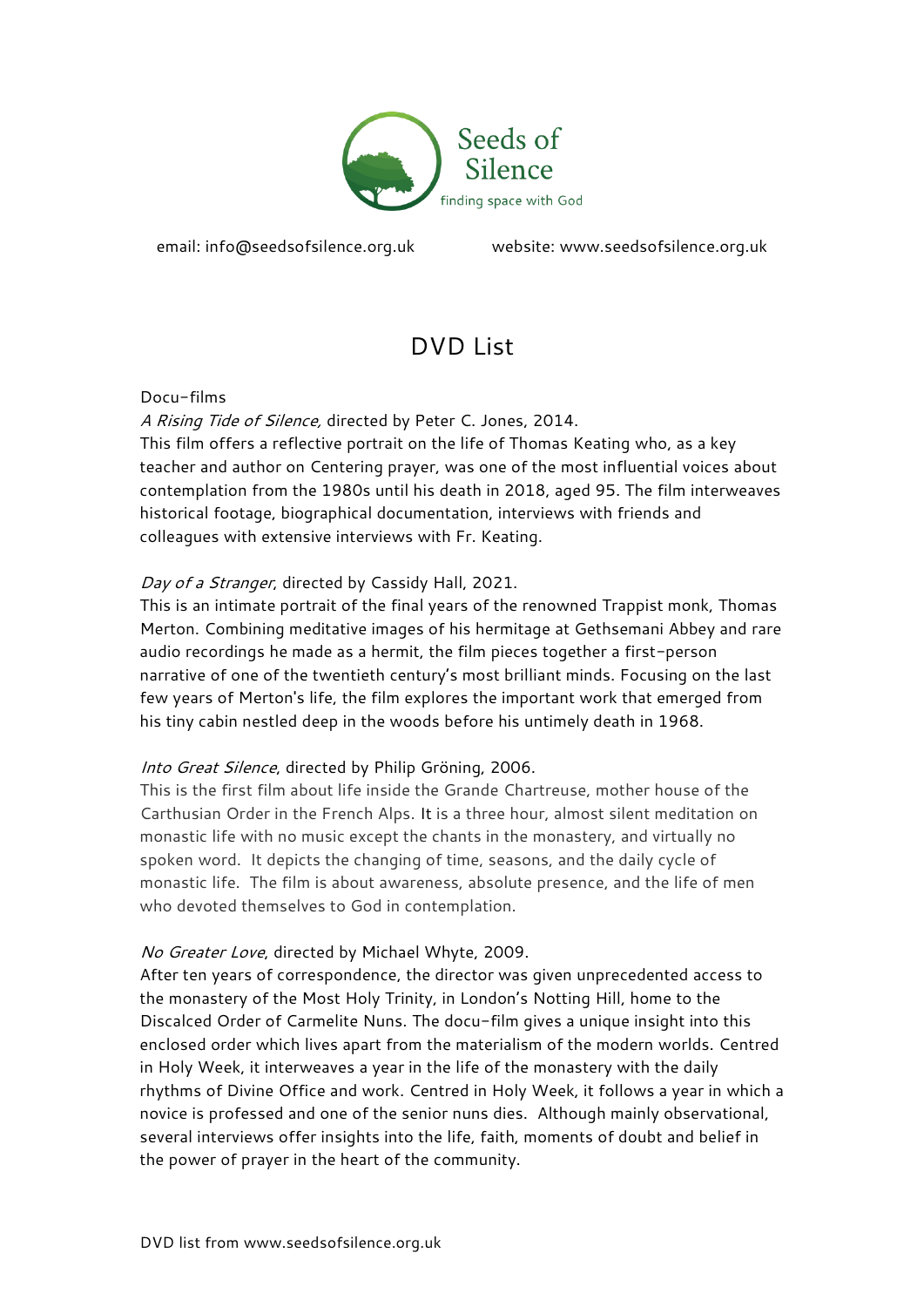Seeds of Silence

finding space with God

email: info@seedsofsilence.org.uk website: www.seedsofsilence.org.uk

# DVD List

Docu-films

*A Rising Tide of Silence,* directed by Peter C. Jones, 2014.
This film offers a reflective portrait on the life of Thomas Keating who, as a key teacher and author on Centering prayer, was one of the most influential voices about contemplation from the 1980s until his death in 2018, aged 95. The film interweaves historical footage, biographical documentation, interviews with friends and colleagues with extensive interviews with Fr. Keating.

*Day of a Stranger*, directed by Cassidy Hall, 2021.
This is an intimate portrait of the final years of the renowned Trappist monk, Thomas Merton. Combining meditative images of his hermitage at Gethsemani Abbey and rare audio recordings he made as a hermit, the film pieces together a first-person narrative of one of the twentieth century's most brilliant minds. Focusing on the last few years of Merton's life, the film explores the important work that emerged from his tiny cabin nestled deep in the woods before his untimely death in 1968.

*Into Great Silence*, directed by Philip Gröning, 2006.
This is the first film about life inside the Grande Chartreuse, mother house of the Carthusian Order in the French Alps. It is a three hour, almost silent meditation on monastic life with no music except the chants in the monastery, and virtually no spoken word. It depicts the changing of time, seasons, and the daily cycle of monastic life. The film is about awareness, absolute presence, and the life of men who devoted themselves to God in contemplation.

*No Greater Love*, directed by Michael Whyte, 2009.
After ten years of correspondence, the director was given unprecedented access to the monastery of the Most Holy Trinity, in London's Notting Hill, home to the Discalced Order of Carmelite Nuns. The docu-film gives a unique insight into this enclosed order which lives apart from the materialism of the modern worlds. Centred in Holy Week, it interweaves a year in the life of the monastery with the daily rhythms of Divine Office and work. Centred in Holy Week, it follows a year in which a novice is professed and one of the senior nuns dies. Although mainly observational, several interviews offer insights into the life, faith, moments of doubt and belief in the power of prayer in the heart of the community.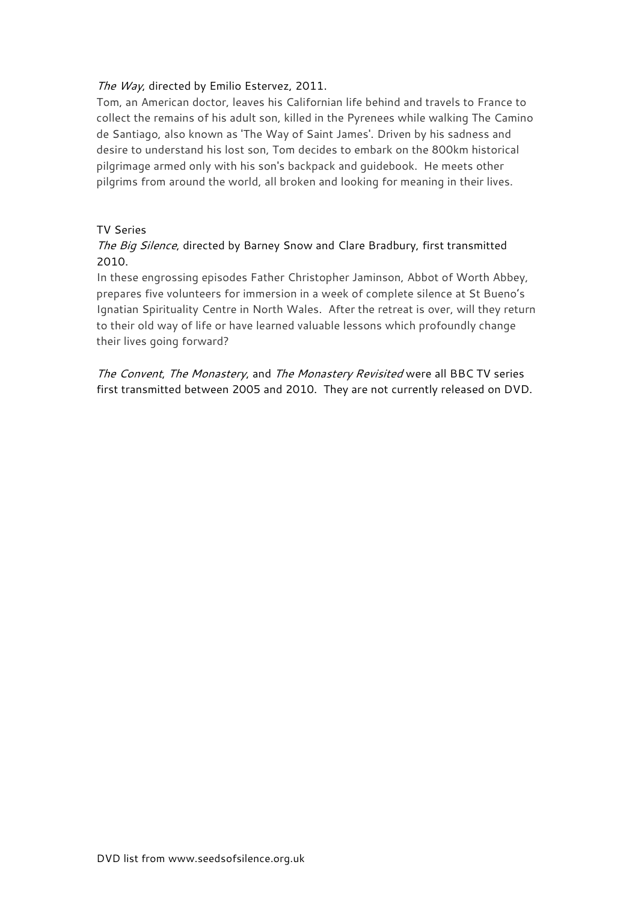*The Way*, directed by Emilio Estervez, 2011.

Tom, an American doctor, leaves his Californian life behind and travels to France to collect the remains of his adult son, killed in the Pyrenees while walking The Camino de Santiago, also known as 'The Way of Saint James'. Driven by his sadness and desire to understand his lost son, Tom decides to embark on the 800km historical pilgrimage armed only with his son's backpack and guidebook. He meets other pilgrims from around the world, all broken and looking for meaning in their lives.

TV Series

*The Big Silence*, directed by Barney Snow and Clare Bradbury, first transmitted 2010.

In these engrossing episodes Father Christopher Jaminson, Abbot of Worth Abbey, prepares five volunteers for immersion in a week of complete silence at St Bueno's Ignatian Spirituality Centre in North Wales. After the retreat is over, will they return to their old way of life or have learned valuable lessons which profoundly change their lives going forward?

*The Convent*, *The Monastery*, and *The Monastery Revisited* were all BBC TV series first transmitted between 2005 and 2010. They are not currently released on DVD.

DVD list from www.seedsofsilence.org.uk